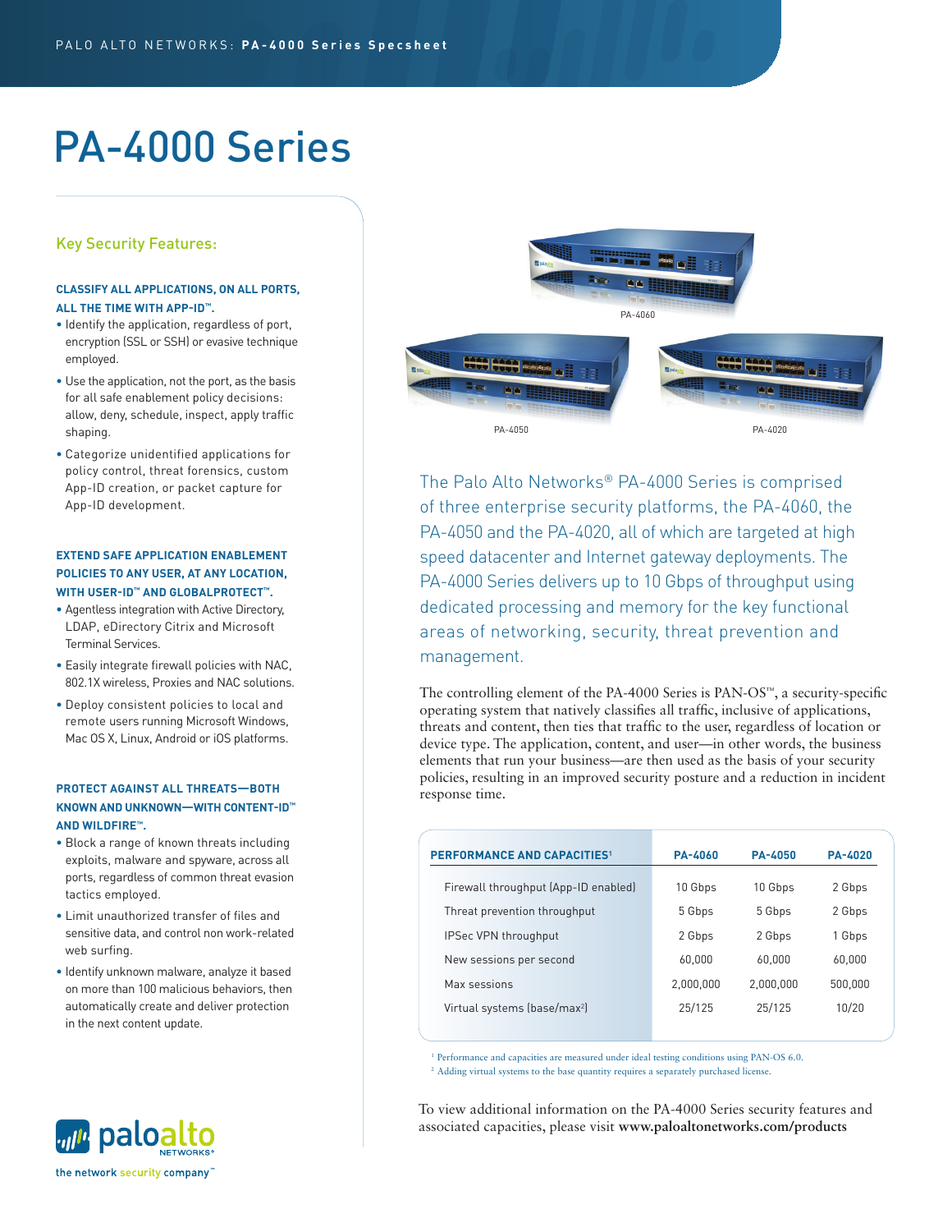# PA-4000 Series

## Key Security Features:

**CLASSIFY ALL APPLICATIONS, ON ALL PORTS, ALL THE TIME WITH APP-ID™.**

- Identify the application, regardless of port, encryption (SSL or SSH) or evasive technique employed.
- Use the application, not the port, as the basis for all safe enablement policy decisions: allow, deny, schedule, inspect, apply traffic shaping.
- Categorize unidentified applications for policy control, threat forensics, custom App-ID creation, or packet capture for App-ID development.

**EXTEND SAFE APPLICATION ENABLEMENT POLICIES TO ANY USER, AT ANY LOCATION, WITH USER-ID™ AND GLOBALPROTECT™.**

- Agentless integration with Active Directory, LDAP, eDirectory Citrix and Microsoft Terminal Services.
- Easily integrate firewall policies with NAC, 802.1X wireless, Proxies and NAC solutions.
- Deploy consistent policies to local and remote users running Microsoft Windows, Mac OS X, Linux, Android or iOS platforms.

**PROTECT AGAINST ALL THREATS—BOTH KNOWN AND UNKNOWN—WITH CONTENT-ID™ AND WILDFIRE™.**

- Block a range of known threats including exploits, malware and spyware, across all ports, regardless of common threat evasion tactics employed.
- Limit unauthorized transfer of files and sensitive data, and control non work-related web surfing.
- Identify unknown malware, analyze it based on more than 100 malicious behaviors, then automatically create and deliver protection in the next content update.

PA-4060

PA-4050

PA-4020

The Palo Alto Networks® PA-4000 Series is comprised of three enterprise security platforms, the PA-4060, the PA-4050 and the PA-4020, all of which are targeted at high speed datacenter and Internet gateway deployments. The PA-4000 Series delivers up to 10 Gbps of throughput using dedicated processing and memory for the key functional areas of networking, security, threat prevention and management.

The controlling element of the PA-4000 Series is PAN-OS™, a security-specific operating system that natively classifies all traffic, inclusive of applications, threats and content, then ties that traffic to the user, regardless of location or device type. The application, content, and user—in other words, the business elements that run your business—are then used as the basis of your security policies, resulting in an improved security posture and a reduction in incident response time.

| PERFORMANCE AND CAPACITIES[1] | PA-4060 | PA-4050 | PA-4020 |
|---|---|---|---|
| Firewall throughput (App-ID enabled) | 10 Gbps | 10 Gbps | 2 Gbps |
| Threat prevention throughput | 5 Gbps | 5 Gbps | 2 Gbps |
| IPSec VPN throughput | 2 Gbps | 2 Gbps | 1 Gbps |
| New sessions per second | 60,000 | 60,000 | 60,000 |
| Max sessions | 2,000,000 | 2,000,000 | 500,000 |
| Virtual systems (base/max[2]) | 25/125 | 25/125 | 10/20 |

[1] Performance and capacities are measured under ideal testing conditions using PAN-OS 6.0.
[2] Adding virtual systems to the base quantity requires a separately purchased license.

To view additional information on the PA-4000 Series security features and associated capacities, please visit **www.paloaltonetworks.com/products**

paloalto NETWORKS®

the network security company™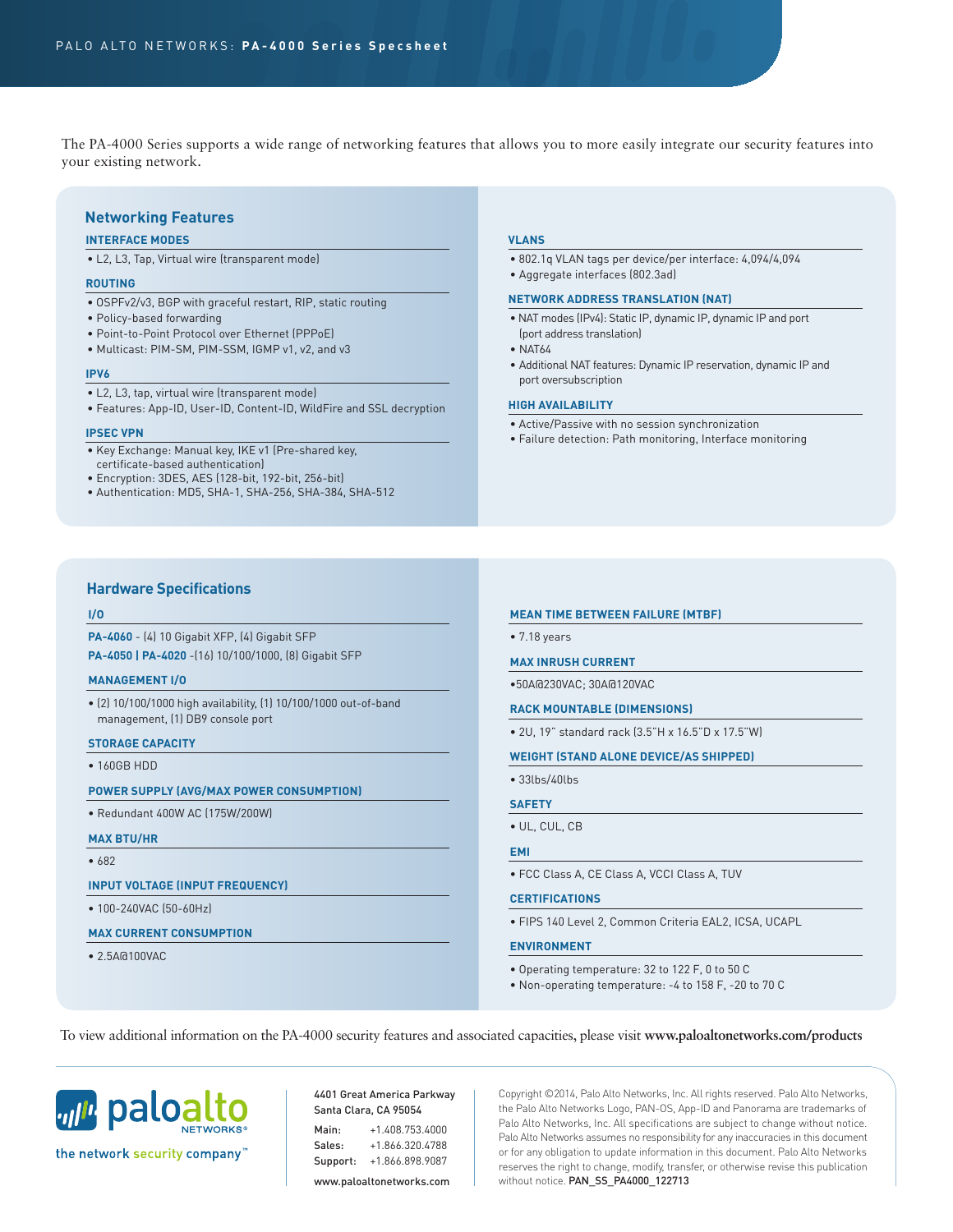The PA-4000 Series supports a wide range of networking features that allows you to more easily integrate our security features into your existing network.

## Networking Features

### INTERFACE MODES

- L2, L3, Tap, Virtual wire (transparent mode)

### ROUTING

- OSPFv2/v3, BGP with graceful restart, RIP, static routing
- Policy-based forwarding
- Point-to-Point Protocol over Ethernet (PPPoE)
- Multicast: PIM-SM, PIM-SSM, IGMP v1, v2, and v3

### IPV6

- L2, L3, tap, virtual wire (transparent mode)
- Features: App-ID, User-ID, Content-ID, WildFire and SSL decryption

### IPSEC VPN

- Key Exchange: Manual key, IKE v1 (Pre-shared key, certificate-based authentication)
- Encryption: 3DES, AES (128-bit, 192-bit, 256-bit)
- Authentication: MD5, SHA-1, SHA-256, SHA-384, SHA-512

### VLANS

- 802.1q VLAN tags per device/per interface: 4,094/4,094
- Aggregate interfaces (802.3ad)

### NETWORK ADDRESS TRANSLATION (NAT)

- NAT modes (IPv4): Static IP, dynamic IP, dynamic IP and port (port address translation)
- NAT64
- Additional NAT features: Dynamic IP reservation, dynamic IP and port oversubscription

### HIGH AVAILABILITY

- Active/Passive with no session synchronization
- Failure detection: Path monitoring, Interface monitoring

## Hardware Specifications

### I/O

**PA-4060** - (4) 10 Gigabit XFP, (4) Gigabit SFP

**PA-4050 | PA-4020** -(16) 10/100/1000, (8) Gigabit SFP

### MANAGEMENT I/O

- (2) 10/100/1000 high availability, (1) 10/100/1000 out-of-band management, (1) DB9 console port

### STORAGE CAPACITY

- 160GB HDD

### POWER SUPPLY (AVG/MAX POWER CONSUMPTION)

- Redundant 400W AC (175W/200W)

### MAX BTU/HR

- 682

### INPUT VOLTAGE (INPUT FREQUENCY)

- 100-240VAC (50-60Hz)

### MAX CURRENT CONSUMPTION

- 2.5A@100VAC

### MEAN TIME BETWEEN FAILURE (MTBF)

- 7.18 years

### MAX INRUSH CURRENT

- 50A@230VAC; 30A@120VAC

### RACK MOUNTABLE (DIMENSIONS)

- 2U, 19" standard rack (3.5"H x 16.5"D x 17.5"W)

### WEIGHT (STAND ALONE DEVICE/AS SHIPPED)

- 33lbs/40lbs

### SAFETY

- UL, CUL, CB

### EMI

- FCC Class A, CE Class A, VCCI Class A, TUV

### CERTIFICATIONS

- FIPS 140 Level 2, Common Criteria EAL2, ICSA, UCAPL

### ENVIRONMENT

- Operating temperature: 32 to 122 F, 0 to 50 C
- Non-operating temperature: -4 to 158 F, -20 to 70 C

To view additional information on the PA-4000 security features and associated capacities, please visit **www.paloaltonetworks.com/products**

paloalto NETWORKS®

the network security company™

4401 Great America Parkway
Santa Clara, CA 95054

Main: +1.408.753.4000
Sales: +1.866.320.4788
Support: +1.866.898.9087

www.paloaltonetworks.com

Copyright ©2014, Palo Alto Networks, Inc. All rights reserved. Palo Alto Networks, the Palo Alto Networks Logo, PAN-OS, App-ID and Panorama are trademarks of Palo Alto Networks, Inc. All specifications are subject to change without notice. Palo Alto Networks assumes no responsibility for any inaccuracies in this document or for any obligation to update information in this document. Palo Alto Networks reserves the right to change, modify, transfer, or otherwise revise this publication without notice. PAN_SS_PA4000_122713